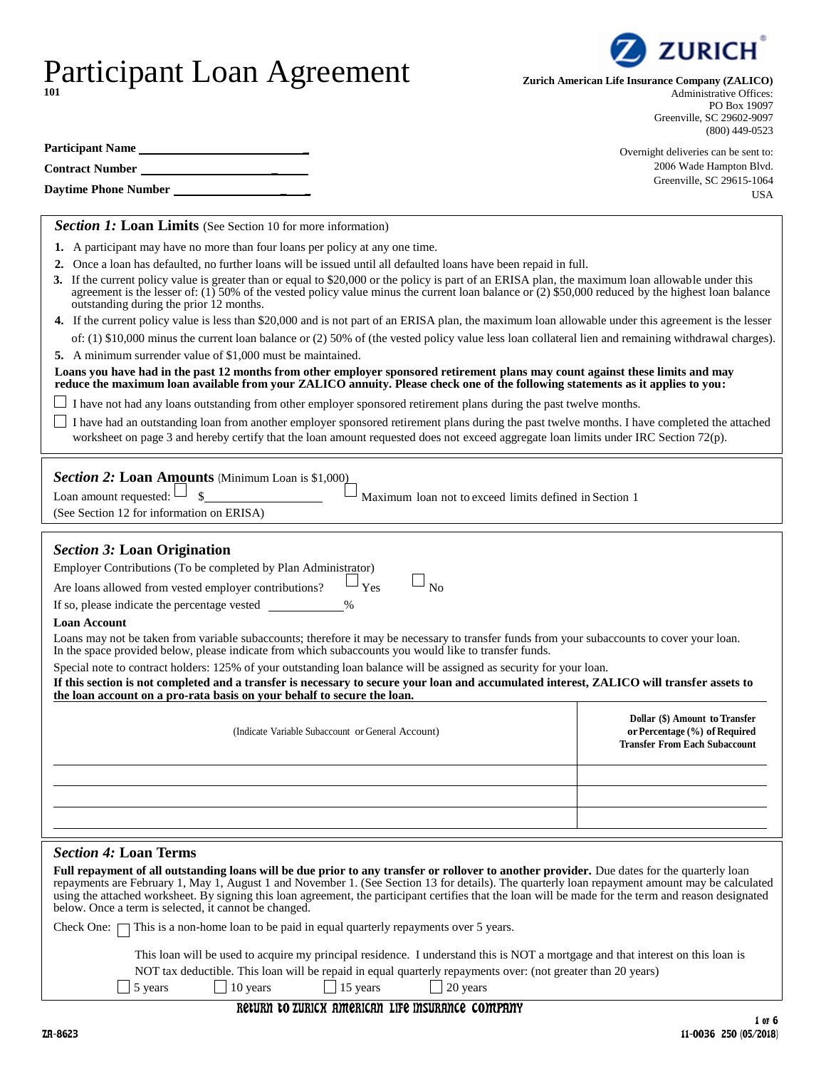# Participant Loan Agreement

101

**Zurich American Life Insurance Company (ZALICO)**
Administrative Offices:
PO Box 19097
Greenville, SC 29602-9097
(800) 449-0523

Overnight deliveries can be sent to:
2006 Wade Hampton Blvd.
Greenville, SC 29615-1064
USA

**Participant Name** ___________________________

**Contract Number** ___________________________

**Daytime Phone Number** ______________________

## *Section 1:* Loan Limits (See Section 10 for more information)

1. A participant may have no more than four loans per policy at any one time.
2. Once a loan has defaulted, no further loans will be issued until all defaulted loans have been repaid in full.
3. If the current policy value is greater than or equal to $20,000 or the policy is part of an ERISA plan, the maximum loan allowable under this agreement is the lesser of: (1) 50% of the vested policy value minus the current loan balance or (2) $50,000 reduced by the highest loan balance outstanding during the prior 12 months.
4. If the current policy value is less than $20,000 and is not part of an ERISA plan, the maximum loan allowable under this agreement is the lesser of: (1) $10,000 minus the current loan balance or (2) 50% of (the vested policy value less loan collateral lien and remaining withdrawal charges).
5. A minimum surrender value of $1,000 must be maintained.

**Loans you have had in the past 12 months from other employer sponsored retirement plans may count against these limits and may reduce the maximum loan available from your ZALICO annuity. Please check one of the following statements as it applies to you:**

☐ I have not had any loans outstanding from other employer sponsored retirement plans during the past twelve months.

☐ I have had an outstanding loan from another employer sponsored retirement plans during the past twelve months. I have completed the attached worksheet on page 3 and hereby certify that the loan amount requested does not exceed aggregate loan limits under IRC Section 72(p).

## *Section 2:* Loan Amounts (Minimum Loan is $1,000)

Loan amount requested: ☐ $__________________ ☐ Maximum loan not to exceed limits defined in Section 1

(See Section 12 for information on ERISA)

## *Section 3:* Loan Origination

Employer Contributions (To be completed by Plan Administrator)

Are loans allowed from vested employer contributions? ☐ Yes ☐ No

If so, please indicate the percentage vested __________%

**Loan Account**

Loans may not be taken from variable subaccounts; therefore it may be necessary to transfer funds from your subaccounts to cover your loan. In the space provided below, please indicate from which subaccounts you would like to transfer funds.

Special note to contract holders: 125% of your outstanding loan balance will be assigned as security for your loan.

**If this section is not completed and a transfer is necessary to secure your loan and accumulated interest, ZALICO will transfer assets to the loan account on a pro-rata basis on your behalf to secure the loan.**

| (Indicate Variable Subaccount or General Account) | **Dollar ($) Amount to Transfer or Percentage (%) of Required Transfer From Each Subaccount** |
|---|---|
| | |
| | |
| | |

## *Section 4:* Loan Terms

**Full repayment of all outstanding loans will be due prior to any transfer or rollover to another provider.** Due dates for the quarterly loan repayments are February 1, May 1, August 1 and November 1. (See Section 13 for details). The quarterly loan repayment amount may be calculated using the attached worksheet. By signing this loan agreement, the participant certifies that the loan will be made for the term and reason designated below. Once a term is selected, it cannot be changed.

Check One: ☐ This is a non-home loan to be paid in equal quarterly repayments over 5 years.

This loan will be used to acquire my principal residence. I understand this is NOT a mortgage and that interest on this loan is NOT tax deductible. This loan will be repaid in equal quarterly repayments over: (not greater than 20 years)

☐ 5 years ☐ 10 years ☐ 15 years ☐ 20 years

Return to Zurich American Life Insurance Company

ZA-8623

11-0036 250 (05/2018)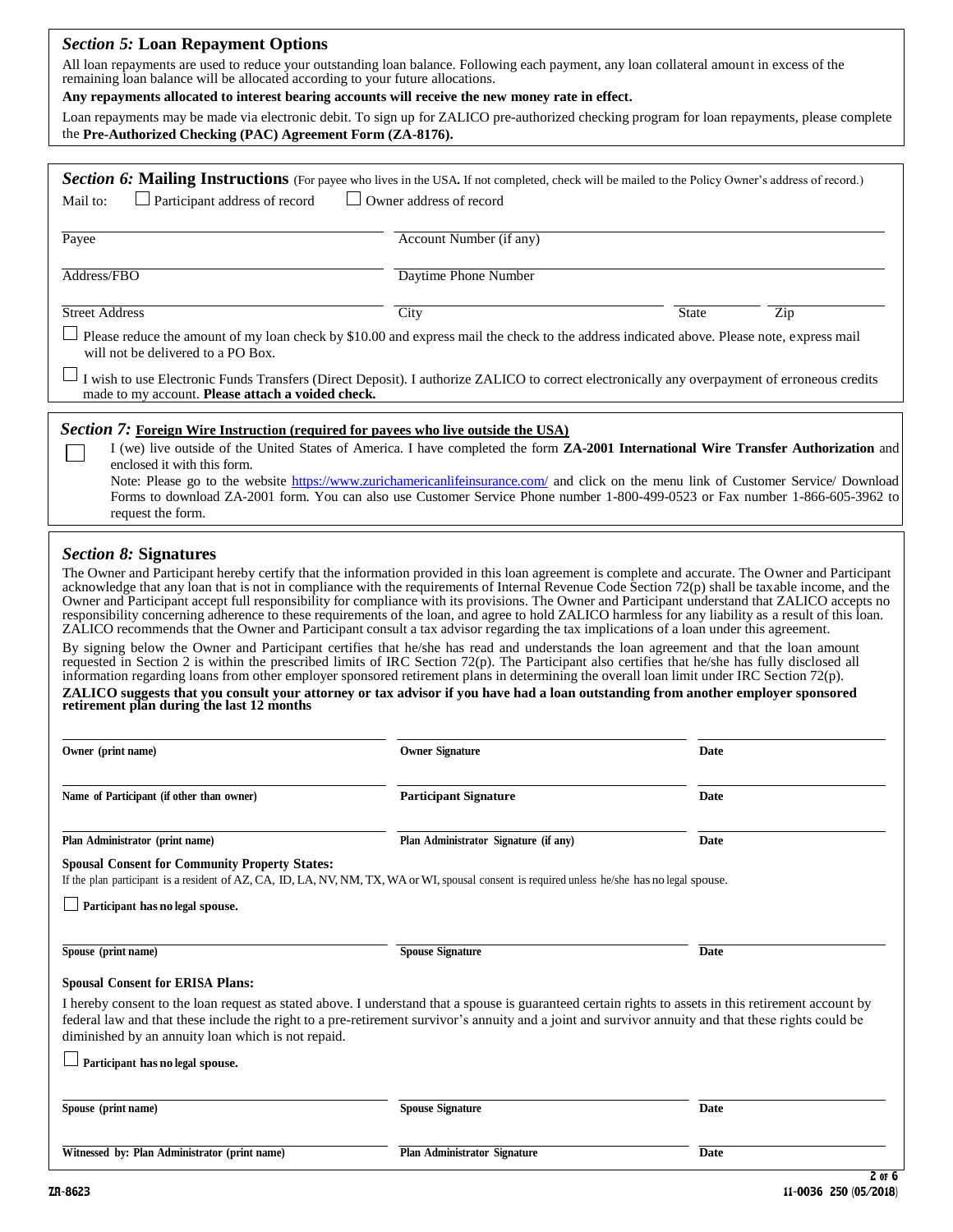## *Section 5:* Loan Repayment Options

All loan repayments are used to reduce your outstanding loan balance. Following each payment, any loan collateral amount in excess of the remaining loan balance will be allocated according to your future allocations.

**Any repayments allocated to interest bearing accounts will receive the new money rate in effect.**

Loan repayments may be made via electronic debit. To sign up for ZALICO pre-authorized checking program for loan repayments, please complete the **Pre-Authorized Checking (PAC) Agreement Form (ZA-8176).**

## *Section 6:* Mailing Instructions (For payee who lives in the USA. If not completed, check will be mailed to the Policy Owner's address of record.)

Mail to: ☐ Participant address of record ☐ Owner address of record

| | |
|---|---|
| Payee | Account Number (if any) |
| Address/FBO | Daytime Phone Number |
| Street Address | City / State / Zip |

☐ Please reduce the amount of my loan check by $10.00 and express mail the check to the address indicated above. Please note, express mail will not be delivered to a PO Box.

☐ I wish to use Electronic Funds Transfers (Direct Deposit). I authorize ZALICO to correct electronically any overpayment of erroneous credits made to my account. **Please attach a voided check.**

## *Section 7:* Foreign Wire Instruction (required for payees who live outside the USA)

☐ I (we) live outside of the United States of America. I have completed the form **ZA-2001 International Wire Transfer Authorization** and enclosed it with this form.

Note: Please go to the website https://www.zurichamericanlifeinsurance.com/ and click on the menu link of Customer Service/ Download Forms to download ZA-2001 form. You can also use Customer Service Phone number 1-800-499-0523 or Fax number 1-866-605-3962 to request the form.

## *Section 8:* Signatures

The Owner and Participant hereby certify that the information provided in this loan agreement is complete and accurate. The Owner and Participant acknowledge that any loan that is not in compliance with the requirements of Internal Revenue Code Section 72(p) shall be taxable income, and the Owner and Participant accept full responsibility for compliance with its provisions. The Owner and Participant understand that ZALICO accepts no responsibility concerning adherence to these requirements of the loan, and agree to hold ZALICO harmless for any liability as a result of this loan. ZALICO recommends that the Owner and Participant consult a tax advisor regarding the tax implications of a loan under this agreement.

By signing below the Owner and Participant certifies that he/she has read and understands the loan agreement and that the loan amount requested in Section 2 is within the prescribed limits of IRC Section 72(p). The Participant also certifies that he/she has fully disclosed all information regarding loans from other employer sponsored retirement plans in determining the overall loan limit under IRC Section 72(p).

**ZALICO suggests that you consult your attorney or tax advisor if you have had a loan outstanding from another employer sponsored retirement plan during the last 12 months**

| | | |
|---|---|---|
| **Owner (print name)** | **Owner Signature** | **Date** |
| **Name of Participant (if other than owner)** | **Participant Signature** | **Date** |
| **Plan Administrator (print name)** | **Plan Administrator Signature (if any)** | **Date** |

**Spousal Consent for Community Property States:**

If the plan participant is a resident of AZ, CA, ID, LA, NV, NM, TX, WA or WI, spousal consent is required unless he/she has no legal spouse.

☐ **Participant has no legal spouse.**

| | | |
|---|---|---|
| **Spouse (print name)** | **Spouse Signature** | **Date** |

**Spousal Consent for ERISA Plans:**

I hereby consent to the loan request as stated above. I understand that a spouse is guaranteed certain rights to assets in this retirement account by federal law and that these include the right to a pre-retirement survivor's annuity and a joint and survivor annuity and that these rights could be diminished by an annuity loan which is not repaid.

☐ **Participant has no legal spouse.**

| | | |
|---|---|---|
| **Spouse (print name)** | **Spouse Signature** | **Date** |
| **Witnessed by: Plan Administrator (print name)** | **Plan Administrator Signature** | **Date** |

ZA-8623 11-0036 250 (05/2018)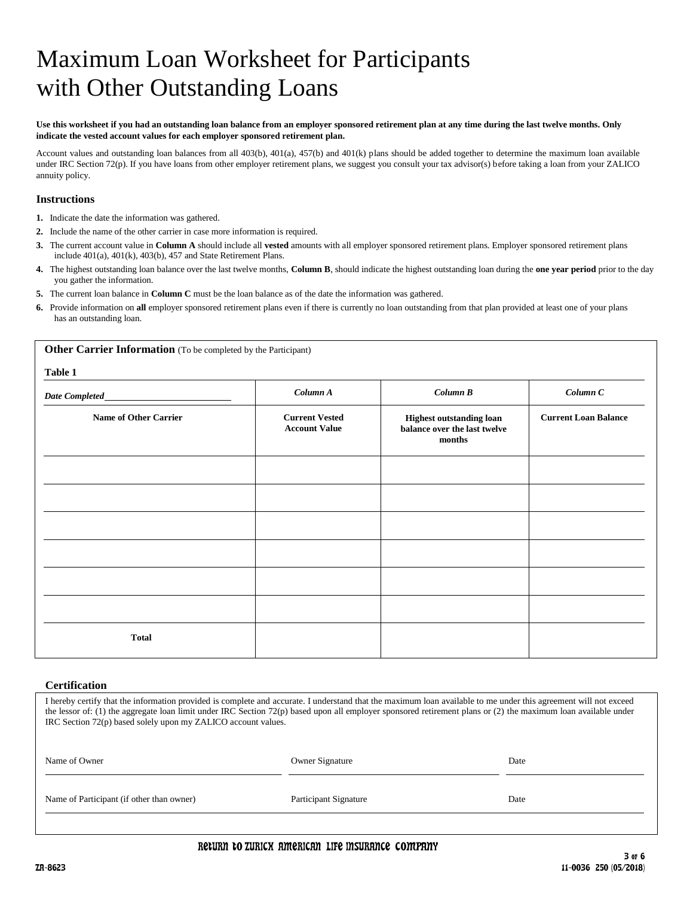# Maximum Loan Worksheet for Participants with Other Outstanding Loans

**Use this worksheet if you had an outstanding loan balance from an employer sponsored retirement plan at any time during the last twelve months. Only indicate the vested account values for each employer sponsored retirement plan.**

Account values and outstanding loan balances from all 403(b), 401(a), 457(b) and 401(k) plans should be added together to determine the maximum loan available under IRC Section 72(p). If you have loans from other employer retirement plans, we suggest you consult your tax advisor(s) before taking a loan from your ZALICO annuity policy.

### Instructions

1. Indicate the date the information was gathered.
2. Include the name of the other carrier in case more information is required.
3. The current account value in **Column A** should include all **vested** amounts with all employer sponsored retirement plans. Employer sponsored retirement plans include 401(a), 401(k), 403(b), 457 and State Retirement Plans.
4. The highest outstanding loan balance over the last twelve months, **Column B**, should indicate the highest outstanding loan during the **one year period** prior to the day you gather the information.
5. The current loan balance in **Column C** must be the loan balance as of the date the information was gathered.
6. Provide information on **all** employer sponsored retirement plans even if there is currently no loan outstanding from that plan provided at least one of your plans has an outstanding loan.

**Other Carrier Information** (To be completed by the Participant)

**Table 1**

| ***Date Completed*** ______________ | ***Column A*** | ***Column B*** | ***Column C*** |
|---|---|---|---|
| **Name of Other Carrier** | **Current Vested Account Value** | **Highest outstanding loan balance over the last twelve months** | **Current Loan Balance** |
| | | | |
| | | | |
| | | | |
| | | | |
| | | | |
| | | | |
| **Total** | | | |

### Certification

I hereby certify that the information provided is complete and accurate. I understand that the maximum loan available to me under this agreement will not exceed the lessor of: (1) the aggregate loan limit under IRC Section 72(p) based upon all employer sponsored retirement plans or (2) the maximum loan available under IRC Section 72(p) based solely upon my ZALICO account values.

| Name of Owner | Owner Signature | Date |
|---|---|---|
| | | |
| **Name of Participant (if other than owner)** | **Participant Signature** | **Date** |
| | | |

Return to Zurich American Life Insurance Company

ZA-8623

11-0036 250 (05/2018)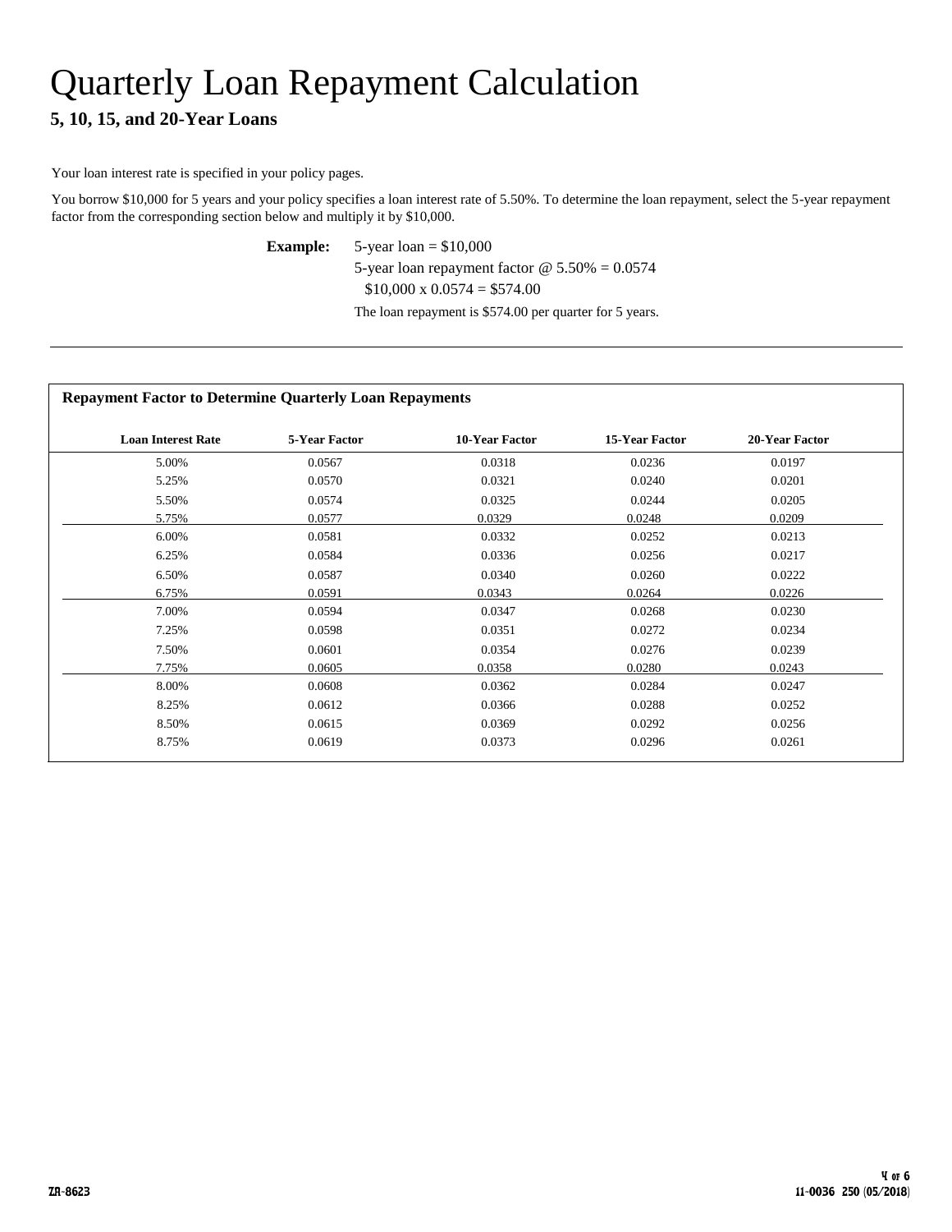# Quarterly Loan Repayment Calculation

### 5, 10, 15, and 20-Year Loans

Your loan interest rate is specified in your policy pages.

You borrow $10,000 for 5 years and your policy specifies a loan interest rate of 5.50%. To determine the loan repayment, select the 5-year repayment factor from the corresponding section below and multiply it by $10,000.

**Example:** 5-year loan = $10,000
5-year loan repayment factor @ 5.50% = 0.0574
$10,000 x 0.0574 = $574.00
The loan repayment is $574.00 per quarter for 5 years.

---

**Repayment Factor to Determine Quarterly Loan Repayments**

| Loan Interest Rate | 5-Year Factor | 10-Year Factor | 15-Year Factor | 20-Year Factor |
|---|---|---|---|---|
| 5.00% | 0.0567 | 0.0318 | 0.0236 | 0.0197 |
| 5.25% | 0.0570 | 0.0321 | 0.0240 | 0.0201 |
| 5.50% | 0.0574 | 0.0325 | 0.0244 | 0.0205 |
| 5.75% | 0.0577 | 0.0329 | 0.0248 | 0.0209 |
| 6.00% | 0.0581 | 0.0332 | 0.0252 | 0.0213 |
| 6.25% | 0.0584 | 0.0336 | 0.0256 | 0.0217 |
| 6.50% | 0.0587 | 0.0340 | 0.0260 | 0.0222 |
| 6.75% | 0.0591 | 0.0343 | 0.0264 | 0.0226 |
| 7.00% | 0.0594 | 0.0347 | 0.0268 | 0.0230 |
| 7.25% | 0.0598 | 0.0351 | 0.0272 | 0.0234 |
| 7.50% | 0.0601 | 0.0354 | 0.0276 | 0.0239 |
| 7.75% | 0.0605 | 0.0358 | 0.0280 | 0.0243 |
| 8.00% | 0.0608 | 0.0362 | 0.0284 | 0.0247 |
| 8.25% | 0.0612 | 0.0366 | 0.0288 | 0.0252 |
| 8.50% | 0.0615 | 0.0369 | 0.0292 | 0.0256 |
| 8.75% | 0.0619 | 0.0373 | 0.0296 | 0.0261 |

ZA-8623

11-0036 250 (05/2018)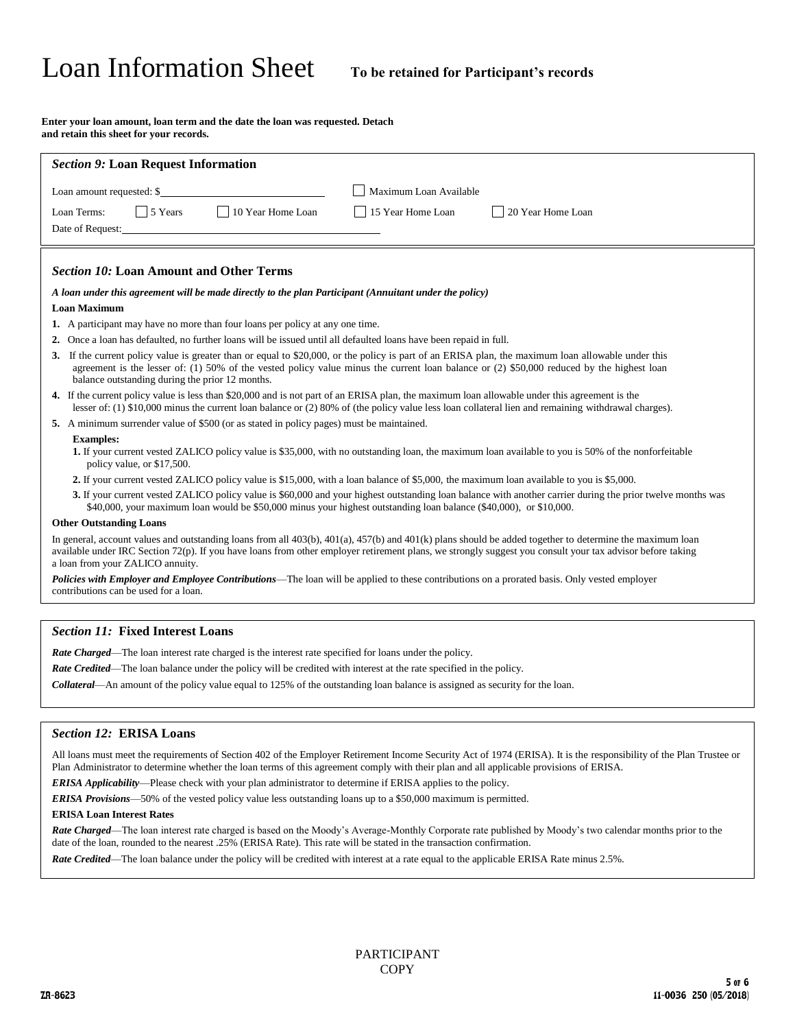# Loan Information Sheet

**To be retained for Participant's records**

**Enter your loan amount, loan term and the date the loan was requested. Detach and retain this sheet for your records.**

## *Section 9:* Loan Request Information

Loan amount requested: $\_\_\_\_\_\_\_\_\_\_\_\_\_\_\_\_\_\_\_\_ ☐ Maximum Loan Available

Loan Terms: ☐ 5 Years ☐ 10 Year Home Loan ☐ 15 Year Home Loan ☐ 20 Year Home Loan

Date of Request:\_\_\_\_\_\_\_\_\_\_\_\_\_\_\_\_\_\_\_\_\_\_\_\_\_\_\_\_\_\_\_\_\_\_\_\_

## *Section 10:* Loan Amount and Other Terms

***A loan under this agreement will be made directly to the plan Participant (Annuitant under the policy)***

**Loan Maximum**

1. A participant may have no more than four loans per policy at any one time.
2. Once a loan has defaulted, no further loans will be issued until all defaulted loans have been repaid in full.
3. If the current policy value is greater than or equal to $20,000, or the policy is part of an ERISA plan, the maximum loan allowable under this agreement is the lesser of: (1) 50% of the vested policy value minus the current loan balance or (2) $50,000 reduced by the highest loan balance outstanding during the prior 12 months.
4. If the current policy value is less than $20,000 and is not part of an ERISA plan, the maximum loan allowable under this agreement is the lesser of: (1) $10,000 minus the current loan balance or (2) 80% of (the policy value less loan collateral lien and remaining withdrawal charges).
5. A minimum surrender value of $500 (or as stated in policy pages) must be maintained.

**Examples:**

1. If your current vested ZALICO policy value is $35,000, with no outstanding loan, the maximum loan available to you is 50% of the nonforfeitable policy value, or $17,500.
2. If your current vested ZALICO policy value is $15,000, with a loan balance of $5,000, the maximum loan available to you is $5,000.
3. If your current vested ZALICO policy value is $60,000 and your highest outstanding loan balance with another carrier during the prior twelve months was $40,000, your maximum loan would be $50,000 minus your highest outstanding loan balance ($40,000), or $10,000.

**Other Outstanding Loans**

In general, account values and outstanding loans from all 403(b), 401(a), 457(b) and 401(k) plans should be added together to determine the maximum loan available under IRC Section 72(p). If you have loans from other employer retirement plans, we strongly suggest you consult your tax advisor before taking a loan from your ZALICO annuity.

***Policies with Employer and Employee Contributions***—The loan will be applied to these contributions on a prorated basis. Only vested employer contributions can be used for a loan.

## *Section 11:* Fixed Interest Loans

***Rate Charged***—The loan interest rate charged is the interest rate specified for loans under the policy.

***Rate Credited***—The loan balance under the policy will be credited with interest at the rate specified in the policy.

***Collateral***—An amount of the policy value equal to 125% of the outstanding loan balance is assigned as security for the loan.

## *Section 12:* ERISA Loans

All loans must meet the requirements of Section 402 of the Employer Retirement Income Security Act of 1974 (ERISA). It is the responsibility of the Plan Trustee or Plan Administrator to determine whether the loan terms of this agreement comply with their plan and all applicable provisions of ERISA.

***ERISA Applicability***—Please check with your plan administrator to determine if ERISA applies to the policy.

***ERISA Provisions***—50% of the vested policy value less outstanding loans up to a $50,000 maximum is permitted.

**ERISA Loan Interest Rates**

***Rate Charged***—The loan interest rate charged is based on the Moody's Average-Monthly Corporate rate published by Moody's two calendar months prior to the date of the loan, rounded to the nearest .25% (ERISA Rate). This rate will be stated in the transaction confirmation.

***Rate Credited***—The loan balance under the policy will be credited with interest at a rate equal to the applicable ERISA Rate minus 2.5%.

PARTICIPANT COPY

ZA-8623

11-0036 250 (05/2018)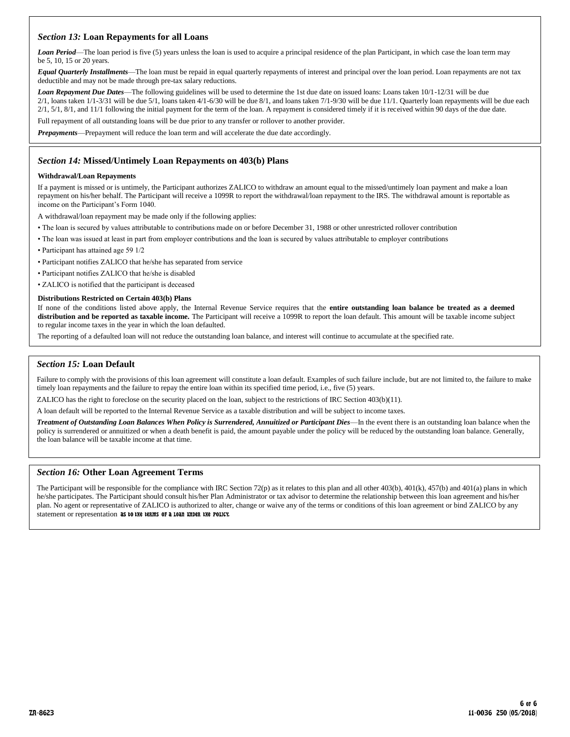## *Section 13:* Loan Repayments for all Loans

***Loan Period***—The loan period is five (5) years unless the loan is used to acquire a principal residence of the plan Participant, in which case the loan term may be 5, 10, 15 or 20 years.

***Equal Quarterly Installments***—The loan must be repaid in equal quarterly repayments of interest and principal over the loan period. Loan repayments are not tax deductible and may not be made through pre-tax salary reductions.

***Loan Repayment Due Dates***—The following guidelines will be used to determine the 1st due date on issued loans: Loans taken 10/1-12/31 will be due 2/1, loans taken 1/1-3/31 will be due 5/1, loans taken 4/1-6/30 will be due 8/1, and loans taken 7/1-9/30 will be due 11/1. Quarterly loan repayments will be due each 2/1, 5/1, 8/1, and 11/1 following the initial payment for the term of the loan. A repayment is considered timely if it is received within 90 days of the due date.

Full repayment of all outstanding loans will be due prior to any transfer or rollover to another provider.

***Prepayments***—Prepayment will reduce the loan term and will accelerate the due date accordingly.

## *Section 14:* Missed/Untimely Loan Repayments on 403(b) Plans

**Withdrawal/Loan Repayments**

If a payment is missed or is untimely, the Participant authorizes ZALICO to withdraw an amount equal to the missed/untimely loan payment and make a loan repayment on his/her behalf. The Participant will receive a 1099R to report the withdrawal/loan repayment to the IRS. The withdrawal amount is reportable as income on the Participant's Form 1040.

A withdrawal/loan repayment may be made only if the following applies:

- The loan is secured by values attributable to contributions made on or before December 31, 1988 or other unrestricted rollover contribution
- The loan was issued at least in part from employer contributions and the loan is secured by values attributable to employer contributions
- Participant has attained age 59 1/2
- Participant notifies ZALICO that he/she has separated from service
- Participant notifies ZALICO that he/she is disabled
- ZALICO is notified that the participant is deceased

**Distributions Restricted on Certain 403(b) Plans**

If none of the conditions listed above apply, the Internal Revenue Service requires that the **entire outstanding loan balance be treated as a deemed distribution and be reported as taxable income.** The Participant will receive a 1099R to report the loan default. This amount will be taxable income subject to regular income taxes in the year in which the loan defaulted.

The reporting of a defaulted loan will not reduce the outstanding loan balance, and interest will continue to accumulate at the specified rate.

## *Section 15:* Loan Default

Failure to comply with the provisions of this loan agreement will constitute a loan default. Examples of such failure include, but are not limited to, the failure to make timely loan repayments and the failure to repay the entire loan within its specified time period, i.e., five (5) years.

ZALICO has the right to foreclose on the security placed on the loan, subject to the restrictions of IRC Section 403(b)(11).

A loan default will be reported to the Internal Revenue Service as a taxable distribution and will be subject to income taxes.

***Treatment of Outstanding Loan Balances When Policy is Surrendered, Annuitized or Participant Dies***—In the event there is an outstanding loan balance when the policy is surrendered or annuitized or when a death benefit is paid, the amount payable under the policy will be reduced by the outstanding loan balance. Generally, the loan balance will be taxable income at that time.

## *Section 16:* Other Loan Agreement Terms

The Participant will be responsible for the compliance with IRC Section 72(p) as it relates to this plan and all other 403(b), 401(k), 457(b) and 401(a) plans in which he/she participates. The Participant should consult his/her Plan Administrator or tax advisor to determine the relationship between this loan agreement and his/her plan. No agent or representative of ZALICO is authorized to alter, change or waive any of the terms or conditions of this loan agreement or bind ZALICO by any statement or representation as to the terms of a loan under the policy.

ZA-8623

11-0036 250 (05/2018)